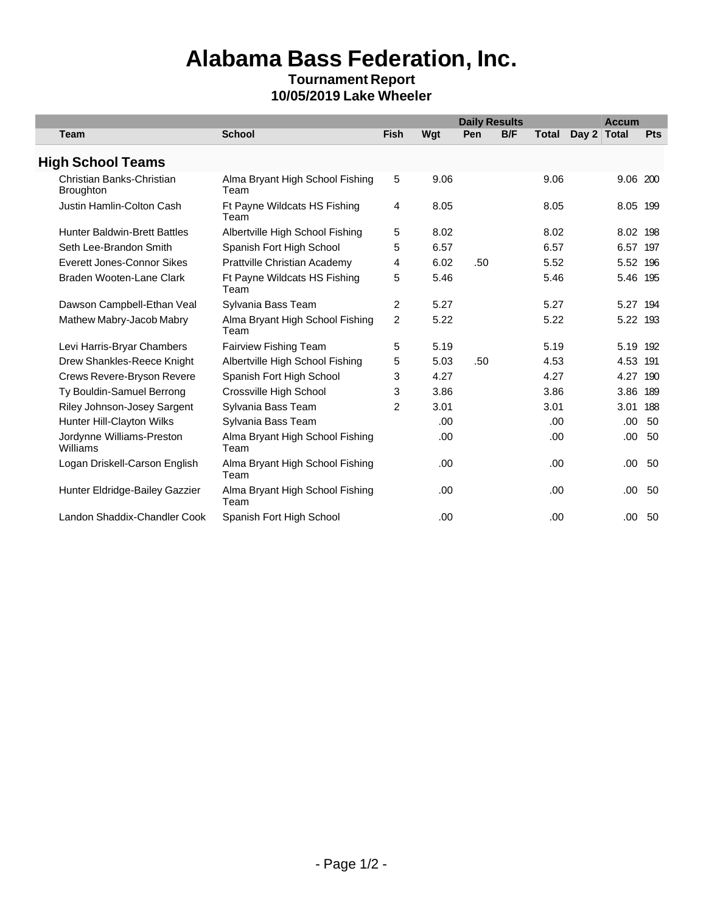# Alabama Bass Federation, Inc.

**Tournament Report**

**10/05/2019 Lake Wheeler**

| | | Daily Results | | | | | | Accum | |
|---|---|---|---|---|---|---|---|---|---|
| **Team** | **School** | **Fish** | **Wgt** | **Pen** | **B/F** | **Total** | **Day 2** | **Total** | **Pts** |

## High School Teams

| Team | School | Fish | Wgt | Pen | B/F | Total | Day 2 | Accum Total | Pts |
|---|---|---|---|---|---|---|---|---|---|
| Christian Banks-Christian Broughton | Alma Bryant High School Fishing Team | 5 | 9.06 | | | 9.06 | | 9.06 | 200 |
| Justin Hamlin-Colton Cash | Ft Payne Wildcats HS Fishing Team | 4 | 8.05 | | | 8.05 | | 8.05 | 199 |
| Hunter Baldwin-Brett Battles | Albertville High School Fishing | 5 | 8.02 | | | 8.02 | | 8.02 | 198 |
| Seth Lee-Brandon Smith | Spanish Fort High School | 5 | 6.57 | | | 6.57 | | 6.57 | 197 |
| Everett Jones-Connor Sikes | Prattville Christian Academy | 4 | 6.02 | .50 | | 5.52 | | 5.52 | 196 |
| Braden Wooten-Lane Clark | Ft Payne Wildcats HS Fishing Team | 5 | 5.46 | | | 5.46 | | 5.46 | 195 |
| Dawson Campbell-Ethan Veal | Sylvania Bass Team | 2 | 5.27 | | | 5.27 | | 5.27 | 194 |
| Mathew Mabry-Jacob Mabry | Alma Bryant High School Fishing Team | 2 | 5.22 | | | 5.22 | | 5.22 | 193 |
| Levi Harris-Bryar Chambers | Fairview Fishing Team | 5 | 5.19 | | | 5.19 | | 5.19 | 192 |
| Drew Shankles-Reece Knight | Albertville High School Fishing | 5 | 5.03 | .50 | | 4.53 | | 4.53 | 191 |
| Crews Revere-Bryson Revere | Spanish Fort High School | 3 | 4.27 | | | 4.27 | | 4.27 | 190 |
| Ty Bouldin-Samuel Berrong | Crossville High School | 3 | 3.86 | | | 3.86 | | 3.86 | 189 |
| Riley Johnson-Josey Sargent | Sylvania Bass Team | 2 | 3.01 | | | 3.01 | | 3.01 | 188 |
| Hunter Hill-Clayton Wilks | Sylvania Bass Team | | .00 | | | .00 | | .00 | 50 |
| Jordynne Williams-Preston Williams | Alma Bryant High School Fishing Team | | .00 | | | .00 | | .00 | 50 |
| Logan Driskell-Carson English | Alma Bryant High School Fishing Team | | .00 | | | .00 | | .00 | 50 |
| Hunter Eldridge-Bailey Gazzier | Alma Bryant High School Fishing Team | | .00 | | | .00 | | .00 | 50 |
| Landon Shaddix-Chandler Cook | Spanish Fort High School | | .00 | | | .00 | | .00 | 50 |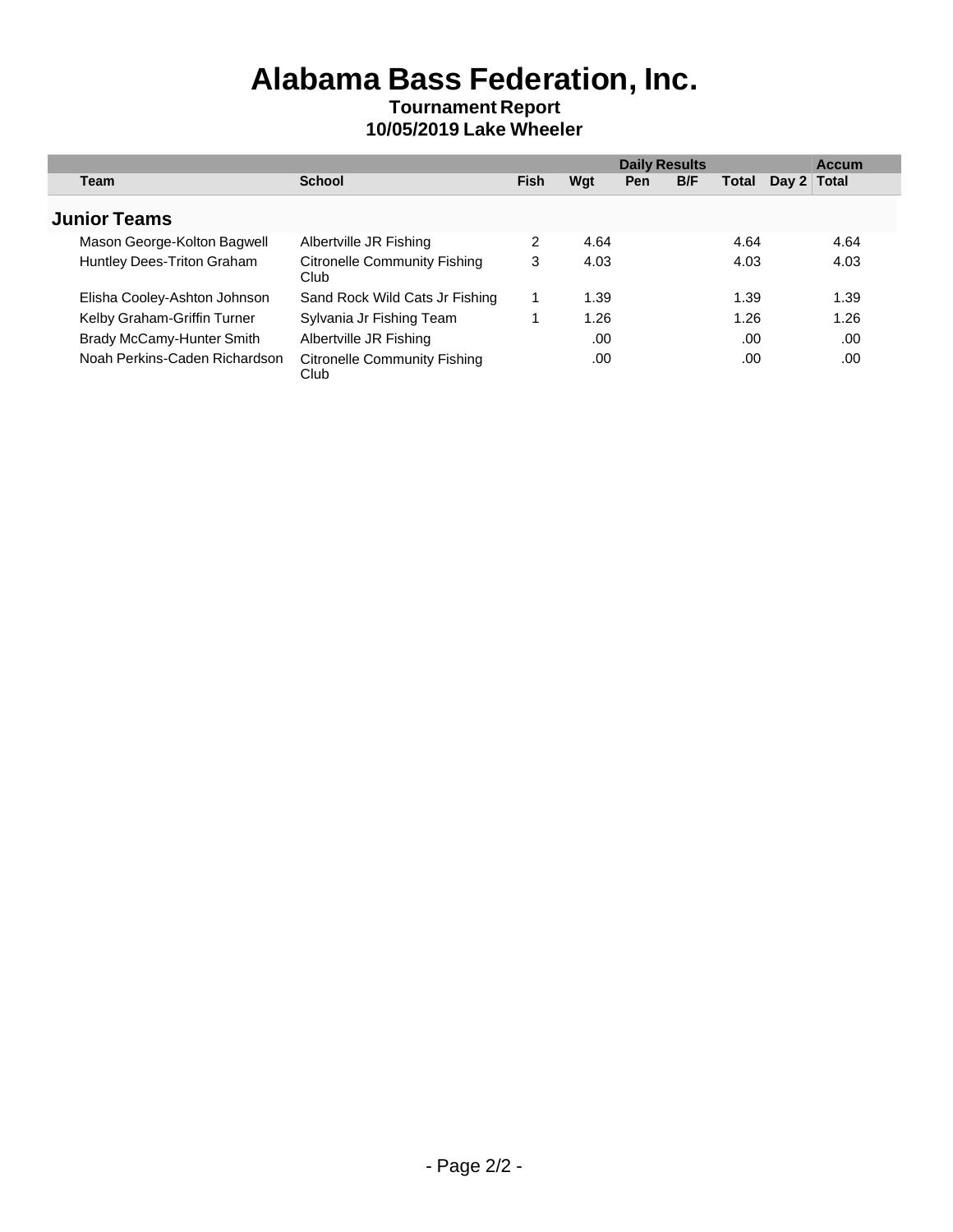# Alabama Bass Federation, Inc.

**Tournament Report**

**10/05/2019 Lake Wheeler**

| | | Daily Results | | | | | | Accum |
|---|---|---|---|---|---|---|---|---|
| **Team** | **School** | **Fish** | **Wgt** | **Pen** | **B/F** | **Total** | **Day 2** | **Total** |
| **Junior Teams** | | | | | | | | |
| Mason George-Kolton Bagwell | Albertville JR Fishing | 2 | 4.64 | | | 4.64 | | 4.64 |
| Huntley Dees-Triton Graham | Citronelle Community Fishing Club | 3 | 4.03 | | | 4.03 | | 4.03 |
| Elisha Cooley-Ashton Johnson | Sand Rock Wild Cats Jr Fishing | 1 | 1.39 | | | 1.39 | | 1.39 |
| Kelby Graham-Griffin Turner | Sylvania Jr Fishing Team | 1 | 1.26 | | | 1.26 | | 1.26 |
| Brady McCamy-Hunter Smith | Albertville JR Fishing | | .00 | | | .00 | | .00 |
| Noah Perkins-Caden Richardson | Citronelle Community Fishing Club | | .00 | | | .00 | | .00 |